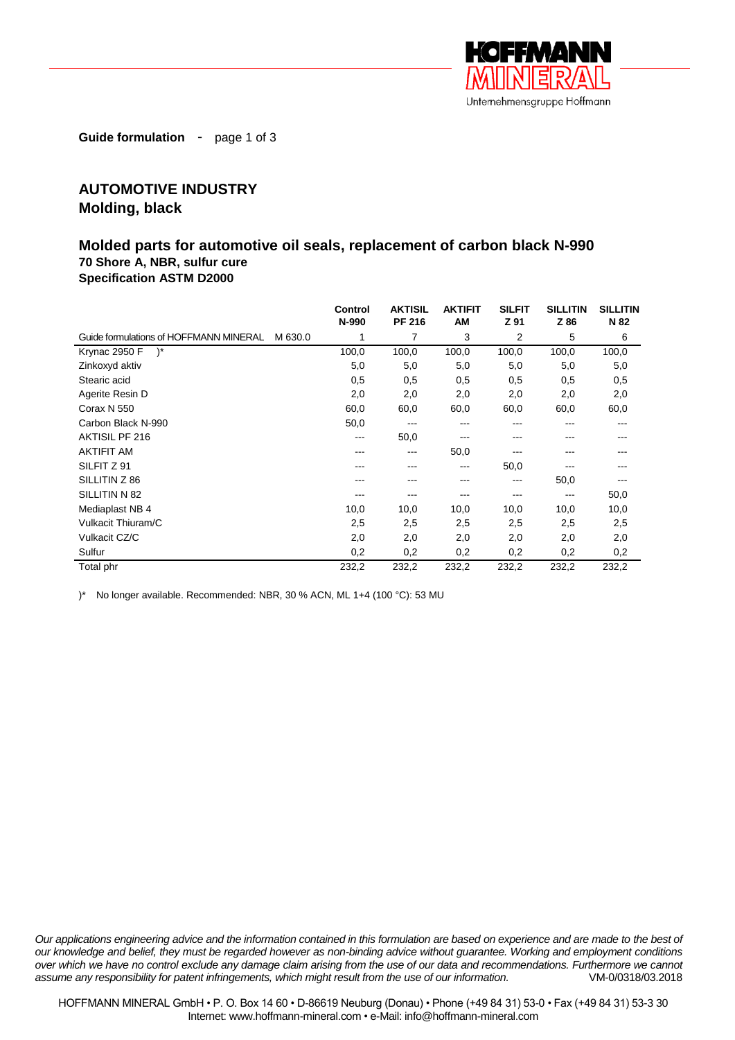**Guide formulation** - page 1 of 3

## AUTOMOTIVE INDUSTRY
### Molding, black

## Molded parts for automotive oil seals, replacement of carbon black N-990
**70 Shore A, NBR, sulfur cure**
**Specification ASTM D2000**

| | Control N-990 | AKTISIL PF 216 | AKTIFIT AM | SILFIT Z 91 | SILLITIN Z 86 | SILLITIN N 82 |
|---|---|---|---|---|---|---|
| Guide formulations of HOFFMANN MINERAL M 630.0 | 1 | 7 | 3 | 2 | 5 | 6 |
| Krynac 2950 F )* | 100,0 | 100,0 | 100,0 | 100,0 | 100,0 | 100,0 |
| Zinkoxyd aktiv | 5,0 | 5,0 | 5,0 | 5,0 | 5,0 | 5,0 |
| Stearic acid | 0,5 | 0,5 | 0,5 | 0,5 | 0,5 | 0,5 |
| Agerite Resin D | 2,0 | 2,0 | 2,0 | 2,0 | 2,0 | 2,0 |
| Corax N 550 | 60,0 | 60,0 | 60,0 | 60,0 | 60,0 | 60,0 |
| Carbon Black N-990 | 50,0 | --- | --- | --- | --- | --- |
| AKTISIL PF 216 | --- | 50,0 | --- | --- | --- | --- |
| AKTIFIT AM | --- | --- | 50,0 | --- | --- | --- |
| SILFIT Z 91 | --- | --- | --- | 50,0 | --- | --- |
| SILLITIN Z 86 | --- | --- | --- | --- | 50,0 | --- |
| SILLITIN N 82 | --- | --- | --- | --- | --- | 50,0 |
| Mediaplast NB 4 | 10,0 | 10,0 | 10,0 | 10,0 | 10,0 | 10,0 |
| Vulkacit Thiuram/C | 2,5 | 2,5 | 2,5 | 2,5 | 2,5 | 2,5 |
| Vulkacit CZ/C | 2,0 | 2,0 | 2,0 | 2,0 | 2,0 | 2,0 |
| Sulfur | 0,2 | 0,2 | 0,2 | 0,2 | 0,2 | 0,2 |
| Total phr | 232,2 | 232,2 | 232,2 | 232,2 | 232,2 | 232,2 |

)* No longer available. Recommended: NBR, 30 % ACN, ML 1+4 (100 °C): 53 MU

*Our applications engineering advice and the information contained in this formulation are based on experience and are made to the best of our knowledge and belief, they must be regarded however as non-binding advice without guarantee. Working and employment conditions over which we have no control exclude any damage claim arising from the use of our data and recommendations. Furthermore we cannot assume any responsibility for patent infringements, which might result from the use of our information.* VM-0/0318/03.2018

HOFFMANN MINERAL GmbH • P. O. Box 14 60 • D-86619 Neuburg (Donau) • Phone (+49 84 31) 53-0 • Fax (+49 84 31) 53-3 30
Internet: www.hoffmann-mineral.com • e-Mail: info@hoffmann-mineral.com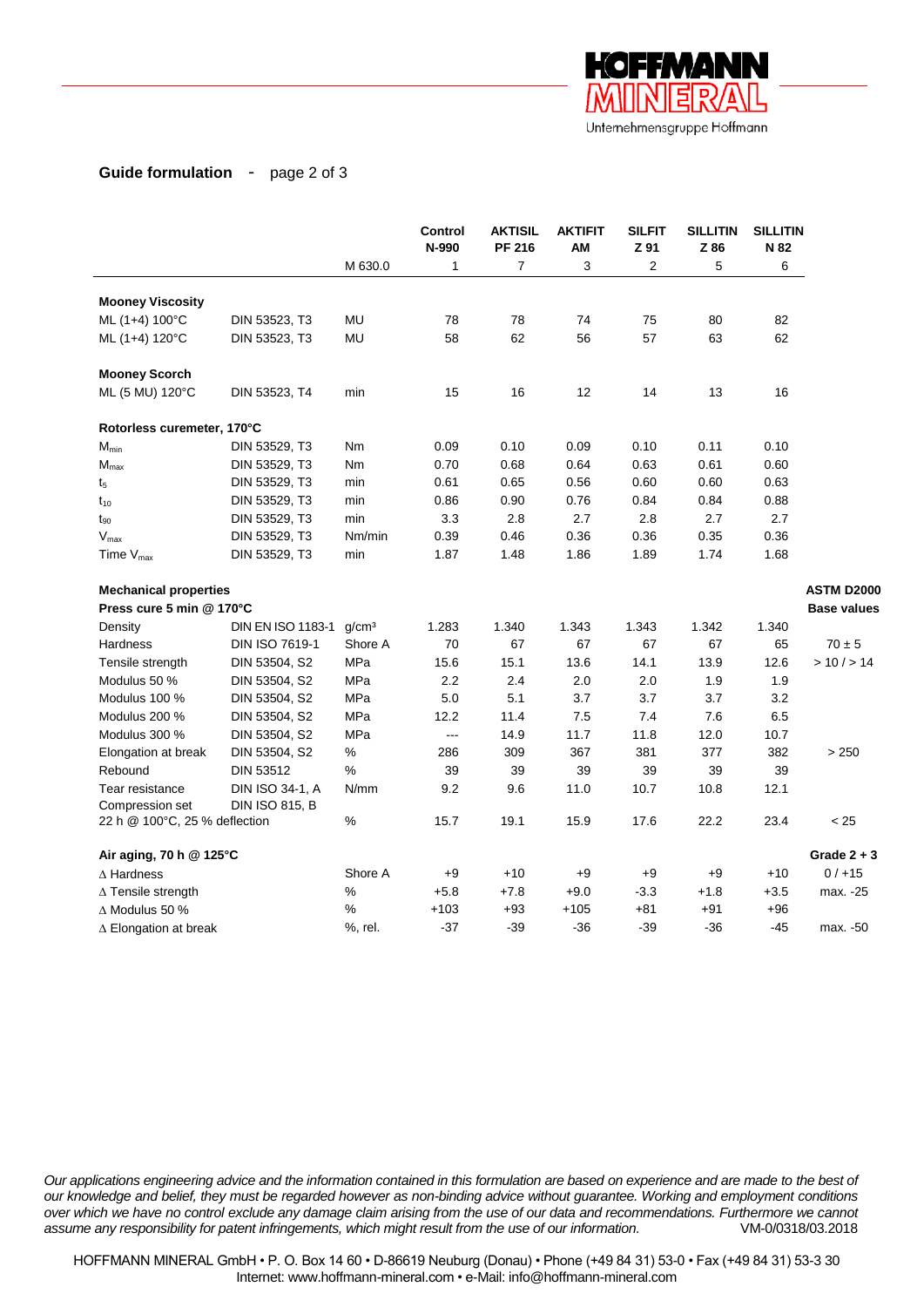**Guide formulation** - page 2 of 3

| | | | Control N-990 | AKTISIL PF 216 | AKTIFIT AM | SILFIT Z 91 | SILLITIN Z 86 | SILLITIN N 82 | |
|---|---|---|---|---|---|---|---|---|---|
| | | M 630.0 | 1 | 7 | 3 | 2 | 5 | 6 | |
| **Mooney Viscosity** | | | | | | | | | |
| ML (1+4) 100°C | DIN 53523, T3 | MU | 78 | 78 | 74 | 75 | 80 | 82 | |
| ML (1+4) 120°C | DIN 53523, T3 | MU | 58 | 62 | 56 | 57 | 63 | 62 | |
| **Mooney Scorch** | | | | | | | | | |
| ML (5 MU) 120°C | DIN 53523, T4 | min | 15 | 16 | 12 | 14 | 13 | 16 | |
| **Rotorless curemeter, 170°C** | | | | | | | | | |
| $M_{min}$ | DIN 53529, T3 | Nm | 0.09 | 0.10 | 0.09 | 0.10 | 0.11 | 0.10 | |
| $M_{max}$ | DIN 53529, T3 | Nm | 0.70 | 0.68 | 0.64 | 0.63 | 0.61 | 0.60 | |
| $t_5$ | DIN 53529, T3 | min | 0.61 | 0.65 | 0.56 | 0.60 | 0.60 | 0.63 | |
| $t_{10}$ | DIN 53529, T3 | min | 0.86 | 0.90 | 0.76 | 0.84 | 0.84 | 0.88 | |
| $t_{90}$ | DIN 53529, T3 | min | 3.3 | 2.8 | 2.7 | 2.8 | 2.7 | 2.7 | |
| $V_{max}$ | DIN 53529, T3 | Nm/min | 0.39 | 0.46 | 0.36 | 0.36 | 0.35 | 0.36 | |
| Time $V_{max}$ | DIN 53529, T3 | min | 1.87 | 1.48 | 1.86 | 1.89 | 1.74 | 1.68 | |
| **Mechanical properties** | | | | | | | | | **ASTM D2000** |
| **Press cure 5 min @ 170°C** | | | | | | | | | **Base values** |
| Density | DIN EN ISO 1183-1 | g/cm³ | 1.283 | 1.340 | 1.343 | 1.343 | 1.342 | 1.340 | |
| Hardness | DIN ISO 7619-1 | Shore A | 70 | 67 | 67 | 67 | 67 | 65 | 70 ± 5 |
| Tensile strength | DIN 53504, S2 | MPa | 15.6 | 15.1 | 13.6 | 14.1 | 13.9 | 12.6 | > 10 / > 14 |
| Modulus 50 % | DIN 53504, S2 | MPa | 2.2 | 2.4 | 2.0 | 2.0 | 1.9 | 1.9 | |
| Modulus 100 % | DIN 53504, S2 | MPa | 5.0 | 5.1 | 3.7 | 3.7 | 3.7 | 3.2 | |
| Modulus 200 % | DIN 53504, S2 | MPa | 12.2 | 11.4 | 7.5 | 7.4 | 7.6 | 6.5 | |
| Modulus 300 % | DIN 53504, S2 | MPa | --- | 14.9 | 11.7 | 11.8 | 12.0 | 10.7 | |
| Elongation at break | DIN 53504, S2 | % | 286 | 309 | 367 | 381 | 377 | 382 | > 250 |
| Rebound | DIN 53512 | % | 39 | 39 | 39 | 39 | 39 | 39 | |
| Tear resistance | DIN ISO 34-1, A | N/mm | 9.2 | 9.6 | 11.0 | 10.7 | 10.8 | 12.1 | |
| Compression set 22 h @ 100°C, 25 % deflection | DIN ISO 815, B | % | 15.7 | 19.1 | 15.9 | 17.6 | 22.2 | 23.4 | < 25 |
| **Air aging, 70 h @ 125°C** | | | | | | | | | **Grade 2 + 3** |
| Δ Hardness | | Shore A | +9 | +10 | +9 | +9 | +9 | +10 | 0 / +15 |
| Δ Tensile strength | | % | +5.8 | +7.8 | +9.0 | -3.3 | +1.8 | +3.5 | max. -25 |
| Δ Modulus 50 % | | % | +103 | +93 | +105 | +81 | +91 | +96 | |
| Δ Elongation at break | | %, rel. | -37 | -39 | -36 | -39 | -36 | -45 | max. -50 |

*Our applications engineering advice and the information contained in this formulation are based on experience and are made to the best of our knowledge and belief, they must be regarded however as non-binding advice without guarantee. Working and employment conditions over which we have no control exclude any damage claim arising from the use of our data and recommendations. Furthermore we cannot assume any responsibility for patent infringements, which might result from the use of our information.* VM-0/0318/03.2018

HOFFMANN MINERAL GmbH • P. O. Box 14 60 • D-86619 Neuburg (Donau) • Phone (+49 84 31) 53-0 • Fax (+49 84 31) 53-3 30
Internet: www.hoffmann-mineral.com • e-Mail: info@hoffmann-mineral.com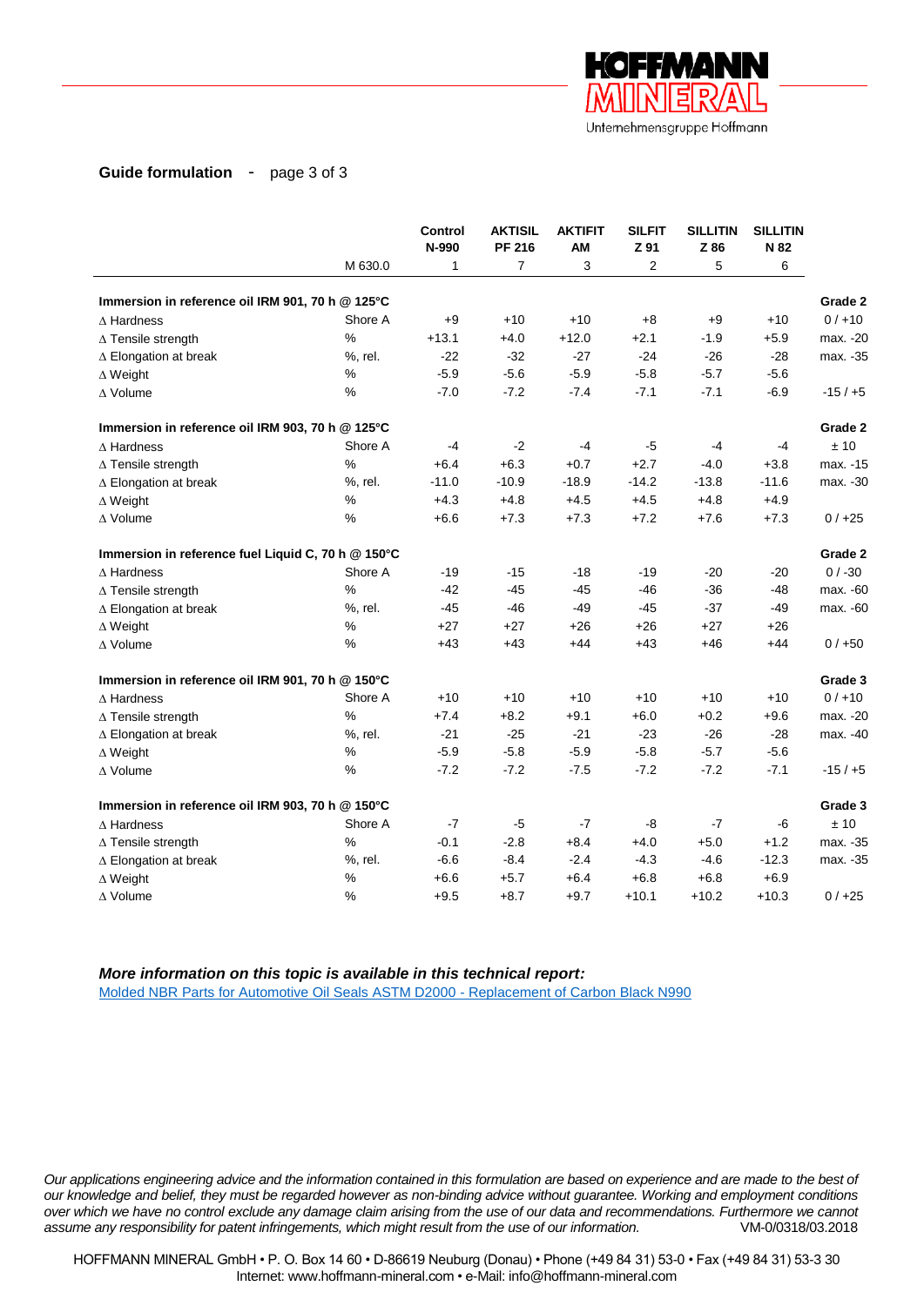## Guide formulation - page 3 of 3

| | | Control N-990 | AKTISIL PF 216 | AKTIFIT AM | SILFIT Z 91 | SILLITIN Z 86 | SILLITIN N 82 | |
|---|---|---|---|---|---|---|---|---|
| | M 630.0 | 1 | 7 | 3 | 2 | 5 | 6 | |
| **Immersion in reference oil IRM 901, 70 h @ 125°C** | | | | | | | | **Grade 2** |
| Δ Hardness | Shore A | +9 | +10 | +10 | +8 | +9 | +10 | 0 / +10 |
| Δ Tensile strength | % | +13.1 | +4.0 | +12.0 | +2.1 | -1.9 | +5.9 | max. -20 |
| Δ Elongation at break | %, rel. | -22 | -32 | -27 | -24 | -26 | -28 | max. -35 |
| Δ Weight | % | -5.9 | -5.6 | -5.9 | -5.8 | -5.7 | -5.6 | |
| Δ Volume | % | -7.0 | -7.2 | -7.4 | -7.1 | -7.1 | -6.9 | -15 / +5 |
| **Immersion in reference oil IRM 903, 70 h @ 125°C** | | | | | | | | **Grade 2** |
| Δ Hardness | Shore A | -4 | -2 | -4 | -5 | -4 | -4 | ± 10 |
| Δ Tensile strength | % | +6.4 | +6.3 | +0.7 | +2.7 | -4.0 | +3.8 | max. -15 |
| Δ Elongation at break | %, rel. | -11.0 | -10.9 | -18.9 | -14.2 | -13.8 | -11.6 | max. -30 |
| Δ Weight | % | +4.3 | +4.8 | +4.5 | +4.5 | +4.8 | +4.9 | |
| Δ Volume | % | +6.6 | +7.3 | +7.3 | +7.2 | +7.6 | +7.3 | 0 / +25 |
| **Immersion in reference fuel Liquid C, 70 h @ 150°C** | | | | | | | | **Grade 2** |
| Δ Hardness | Shore A | -19 | -15 | -18 | -19 | -20 | -20 | 0 / -30 |
| Δ Tensile strength | % | -42 | -45 | -45 | -46 | -36 | -48 | max. -60 |
| Δ Elongation at break | %, rel. | -45 | -46 | -49 | -45 | -37 | -49 | max. -60 |
| Δ Weight | % | +27 | +27 | +26 | +26 | +27 | +26 | |
| Δ Volume | % | +43 | +43 | +44 | +43 | +46 | +44 | 0 / +50 |
| **Immersion in reference oil IRM 901, 70 h @ 150°C** | | | | | | | | **Grade 3** |
| Δ Hardness | Shore A | +10 | +10 | +10 | +10 | +10 | +10 | 0 / +10 |
| Δ Tensile strength | % | +7.4 | +8.2 | +9.1 | +6.0 | +0.2 | +9.6 | max. -20 |
| Δ Elongation at break | %, rel. | -21 | -25 | -21 | -23 | -26 | -28 | max. -40 |
| Δ Weight | % | -5.9 | -5.8 | -5.9 | -5.8 | -5.7 | -5.6 | |
| Δ Volume | % | -7.2 | -7.2 | -7.5 | -7.2 | -7.2 | -7.1 | -15 / +5 |
| **Immersion in reference oil IRM 903, 70 h @ 150°C** | | | | | | | | **Grade 3** |
| Δ Hardness | Shore A | -7 | -5 | -7 | -8 | -7 | -6 | ± 10 |
| Δ Tensile strength | % | -0.1 | -2.8 | +8.4 | +4.0 | +5.0 | +1.2 | max. -35 |
| Δ Elongation at break | %, rel. | -6.6 | -8.4 | -2.4 | -4.3 | -4.6 | -12.3 | max. -35 |
| Δ Weight | % | +6.6 | +5.7 | +6.4 | +6.8 | +6.8 | +6.9 | |
| Δ Volume | % | +9.5 | +8.7 | +9.7 | +10.1 | +10.2 | +10.3 | 0 / +25 |

***More information on this topic is available in this technical report:***

Molded NBR Parts for Automotive Oil Seals ASTM D2000 - Replacement of Carbon Black N990

*Our applications engineering advice and the information contained in this formulation are based on experience and are made to the best of our knowledge and belief, they must be regarded however as non-binding advice without guarantee. Working and employment conditions over which we have no control exclude any damage claim arising from the use of our data and recommendations. Furthermore we cannot assume any responsibility for patent infringements, which might result from the use of our information.* VM-0/0318/03.2018

HOFFMANN MINERAL GmbH • P. O. Box 14 60 • D-86619 Neuburg (Donau) • Phone (+49 84 31) 53-0 • Fax (+49 84 31) 53-3 30
Internet: www.hoffmann-mineral.com • e-Mail: info@hoffmann-mineral.com